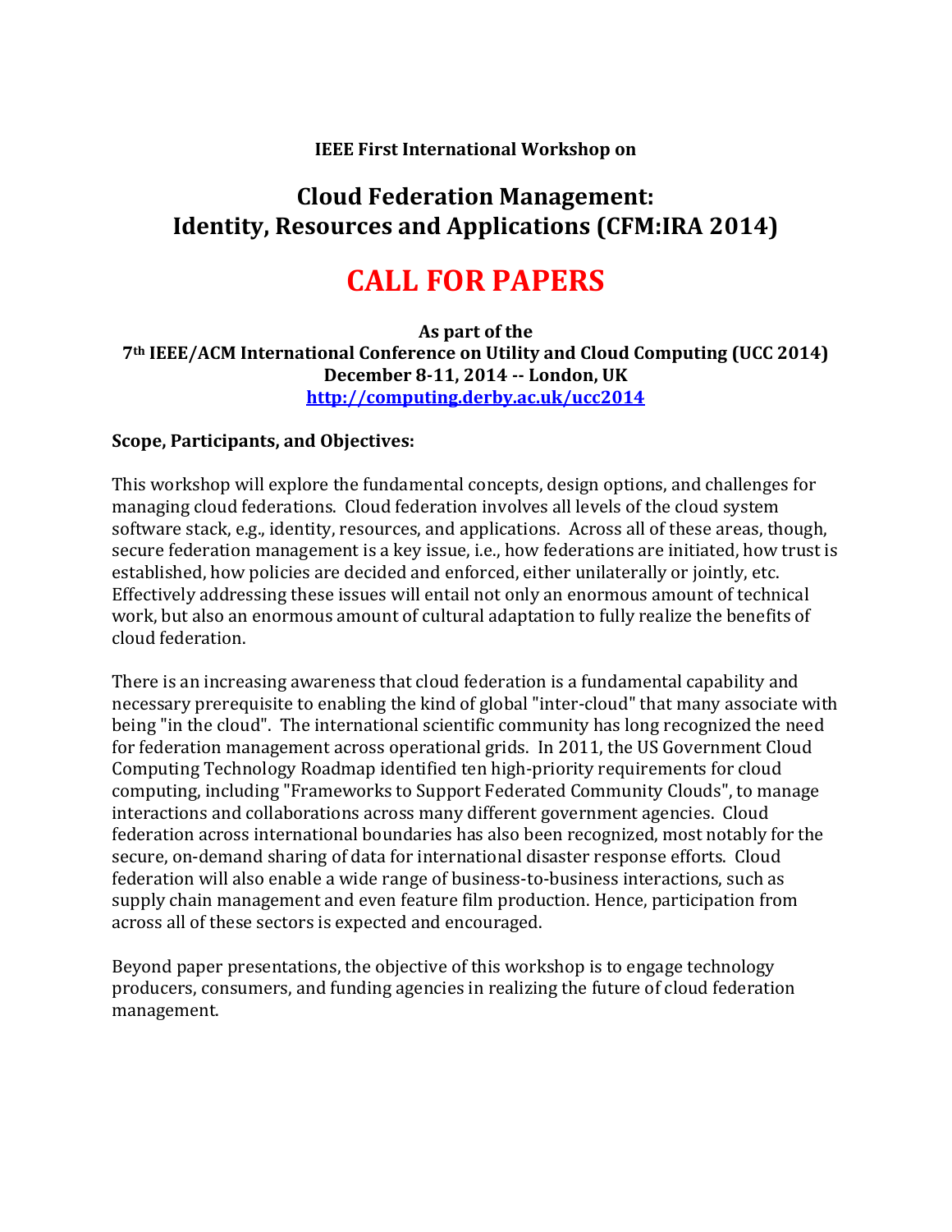**IEEE First International Workshop on**

# Cloud Federation Management: Identity, Resources and Applications (CFM:IRA 2014)

# CALL FOR PAPERS

**As part of the**
**7th IEEE/ACM International Conference on Utility and Cloud Computing (UCC 2014)**
**December 8-11, 2014 -- London, UK**
**[http://computing.derby.ac.uk/ucc2014](http://computing.derby.ac.uk/ucc2014)**

**Scope, Participants, and Objectives:**

This workshop will explore the fundamental concepts, design options, and challenges for managing cloud federations. Cloud federation involves all levels of the cloud system software stack, e.g., identity, resources, and applications. Across all of these areas, though, secure federation management is a key issue, i.e., how federations are initiated, how trust is established, how policies are decided and enforced, either unilaterally or jointly, etc. Effectively addressing these issues will entail not only an enormous amount of technical work, but also an enormous amount of cultural adaptation to fully realize the benefits of cloud federation.

There is an increasing awareness that cloud federation is a fundamental capability and necessary prerequisite to enabling the kind of global "inter-cloud" that many associate with being "in the cloud". The international scientific community has long recognized the need for federation management across operational grids. In 2011, the US Government Cloud Computing Technology Roadmap identified ten high-priority requirements for cloud computing, including "Frameworks to Support Federated Community Clouds", to manage interactions and collaborations across many different government agencies. Cloud federation across international boundaries has also been recognized, most notably for the secure, on-demand sharing of data for international disaster response efforts. Cloud federation will also enable a wide range of business-to-business interactions, such as supply chain management and even feature film production. Hence, participation from across all of these sectors is expected and encouraged.

Beyond paper presentations, the objective of this workshop is to engage technology producers, consumers, and funding agencies in realizing the future of cloud federation management.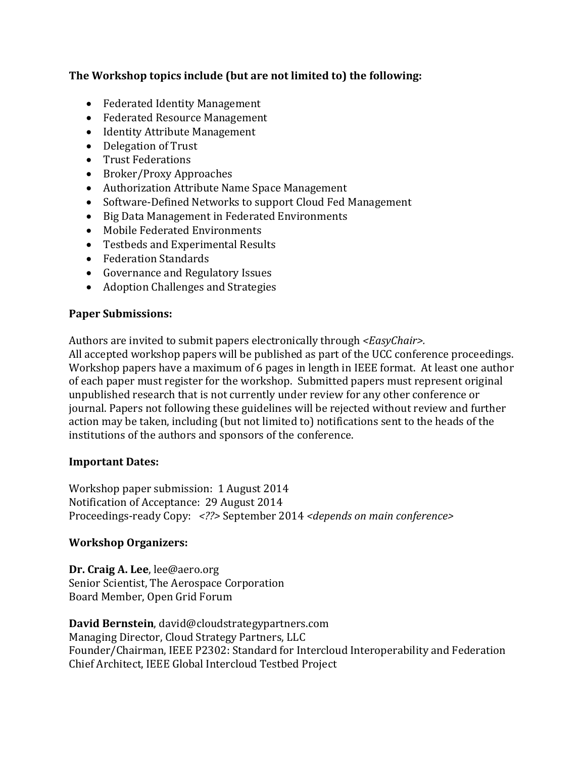**The Workshop topics include (but are not limited to) the following:**

- Federated Identity Management
- Federated Resource Management
- Identity Attribute Management
- Delegation of Trust
- Trust Federations
- Broker/Proxy Approaches
- Authorization Attribute Name Space Management
- Software-Defined Networks to support Cloud Fed Management
- Big Data Management in Federated Environments
- Mobile Federated Environments
- Testbeds and Experimental Results
- Federation Standards
- Governance and Regulatory Issues
- Adoption Challenges and Strategies

**Paper Submissions:**

Authors are invited to submit papers electronically through <*EasyChair*>.
All accepted workshop papers will be published as part of the UCC conference proceedings. Workshop papers have a maximum of 6 pages in length in IEEE format. At least one author of each paper must register for the workshop. Submitted papers must represent original unpublished research that is not currently under review for any other conference or journal. Papers not following these guidelines will be rejected without review and further action may be taken, including (but not limited to) notifications sent to the heads of the institutions of the authors and sponsors of the conference.

**Important Dates:**

Workshop paper submission: 1 August 2014
Notification of Acceptance: 29 August 2014
Proceedings-ready Copy: <*??*> September 2014 <*depends on main conference*>

**Workshop Organizers:**

**Dr. Craig A. Lee**, lee@aero.org
Senior Scientist, The Aerospace Corporation
Board Member, Open Grid Forum

**David Bernstein**, david@cloudstrategypartners.com
Managing Director, Cloud Strategy Partners, LLC
Founder/Chairman, IEEE P2302: Standard for Intercloud Interoperability and Federation
Chief Architect, IEEE Global Intercloud Testbed Project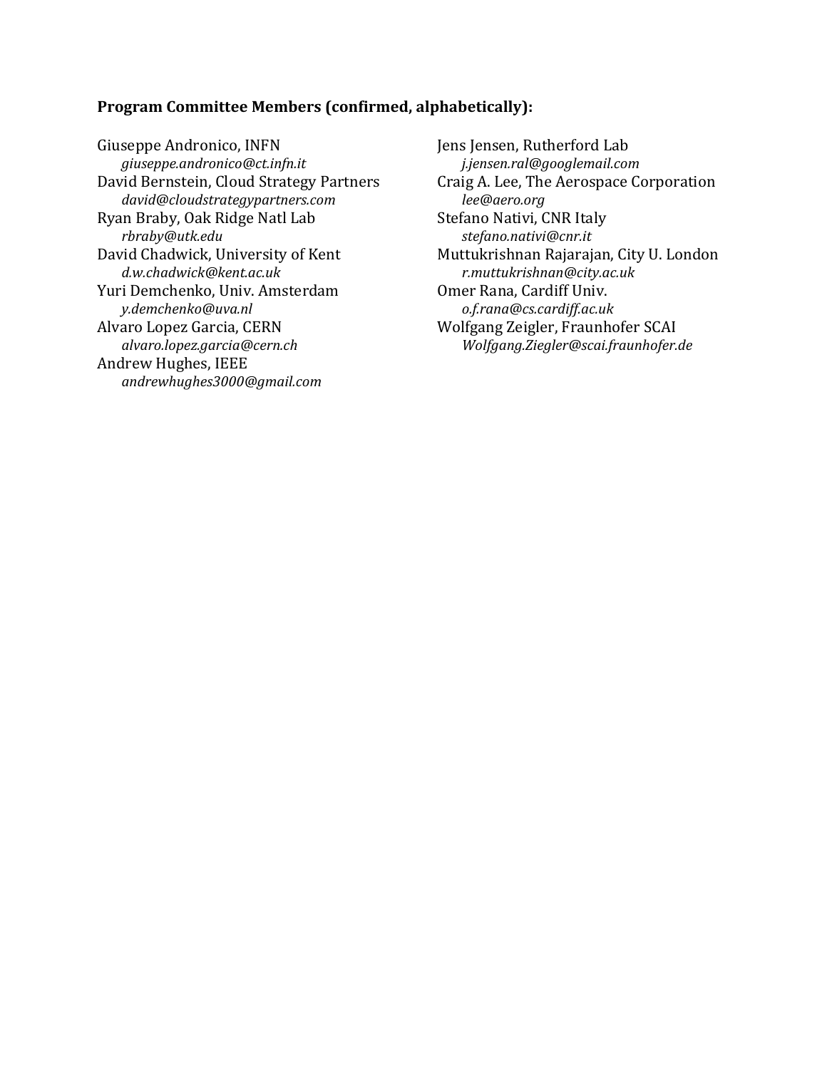**Program Committee Members (confirmed, alphabetically):**

Giuseppe Andronico, INFN
*giuseppe.andronico@ct.infn.it*
David Bernstein, Cloud Strategy Partners
*david@cloudstrategypartners.com*
Ryan Braby, Oak Ridge Natl Lab
*rbraby@utk.edu*
David Chadwick, University of Kent
*d.w.chadwick@kent.ac.uk*
Yuri Demchenko, Univ. Amsterdam
*y.demchenko@uva.nl*
Alvaro Lopez Garcia, CERN
*alvaro.lopez.garcia@cern.ch*
Andrew Hughes, IEEE
*andrewhughes3000@gmail.com*
Jens Jensen, Rutherford Lab
*j.jensen.ral@googlemail.com*
Craig A. Lee, The Aerospace Corporation
*lee@aero.org*
Stefano Nativi, CNR Italy
*stefano.nativi@cnr.it*
Muttukrishnan Rajarajan, City U. London
*r.muttukrishnan@city.ac.uk*
Omer Rana, Cardiff Univ.
*o.f.rana@cs.cardiff.ac.uk*
Wolfgang Zeigler, Fraunhofer SCAI
*Wolfgang.Ziegler@scai.fraunhofer.de*